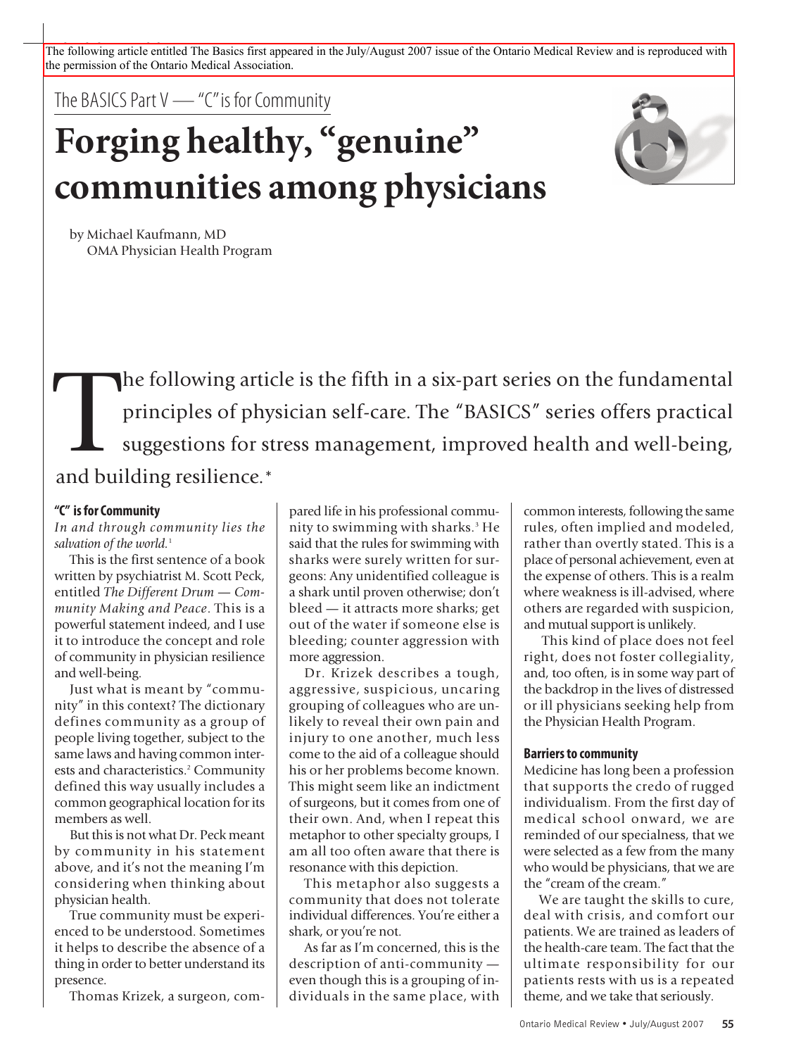The following article entitled The Basics first appeared in the July/August 2007 issue of the Ontario Medical Review and is reproduced with the permission of the Ontario Medical Association.

The BASICS Part V — "C" is for Community

# Forging healthy, "genuine" communities among physicians

by Michael Kaufmann, MD
OMA Physician Health Program

The following article is the fifth in a six-part series on the fundamental principles of physician self-care. The "BASICS" series offers practical suggestions for stress management, improved health and well-being, and building resilience.*

## "C" is for Community

*In and through community lies the salvation of the world.*[1]

This is the first sentence of a book written by psychiatrist M. Scott Peck, entitled *The Different Drum — Community Making and Peace*. This is a powerful statement indeed, and I use it to introduce the concept and role of community in physician resilience and well-being.

Just what is meant by "community" in this context? The dictionary defines community as a group of people living together, subject to the same laws and having common interests and characteristics.[2] Community defined this way usually includes a common geographical location for its members as well.

But this is not what Dr. Peck meant by community in his statement above, and it's not the meaning I'm considering when thinking about physician health.

True community must be experienced to be understood. Sometimes it helps to describe the absence of a thing in order to better understand its presence.

Thomas Krizek, a surgeon, compared life in his professional community to swimming with sharks.[3] He said that the rules for swimming with sharks were surely written for surgeons: Any unidentified colleague is a shark until proven otherwise; don't bleed — it attracts more sharks; get out of the water if someone else is bleeding; counter aggression with more aggression.

Dr. Krizek describes a tough, aggressive, suspicious, uncaring grouping of colleagues who are unlikely to reveal their own pain and injury to one another, much less come to the aid of a colleague should his or her problems become known. This might seem like an indictment of surgeons, but it comes from one of their own. And, when I repeat this metaphor to other specialty groups, I am all too often aware that there is resonance with this depiction.

This metaphor also suggests a community that does not tolerate individual differences. You're either a shark, or you're not.

As far as I'm concerned, this is the description of anti-community — even though this is a grouping of individuals in the same place, with common interests, following the same rules, often implied and modeled, rather than overtly stated. This is a place of personal achievement, even at the expense of others. This is a realm where weakness is ill-advised, where others are regarded with suspicion, and mutual support is unlikely.

This kind of place does not feel right, does not foster collegiality, and, too often, is in some way part of the backdrop in the lives of distressed or ill physicians seeking help from the Physician Health Program.

## Barriers to community

Medicine has long been a profession that supports the credo of rugged individualism. From the first day of medical school onward, we are reminded of our specialness, that we were selected as a few from the many who would be physicians, that we are the "cream of the cream."

We are taught the skills to cure, deal with crisis, and comfort our patients. We are trained as leaders of the health-care team. The fact that the ultimate responsibility for our patients rests with us is a repeated theme, and we take that seriously.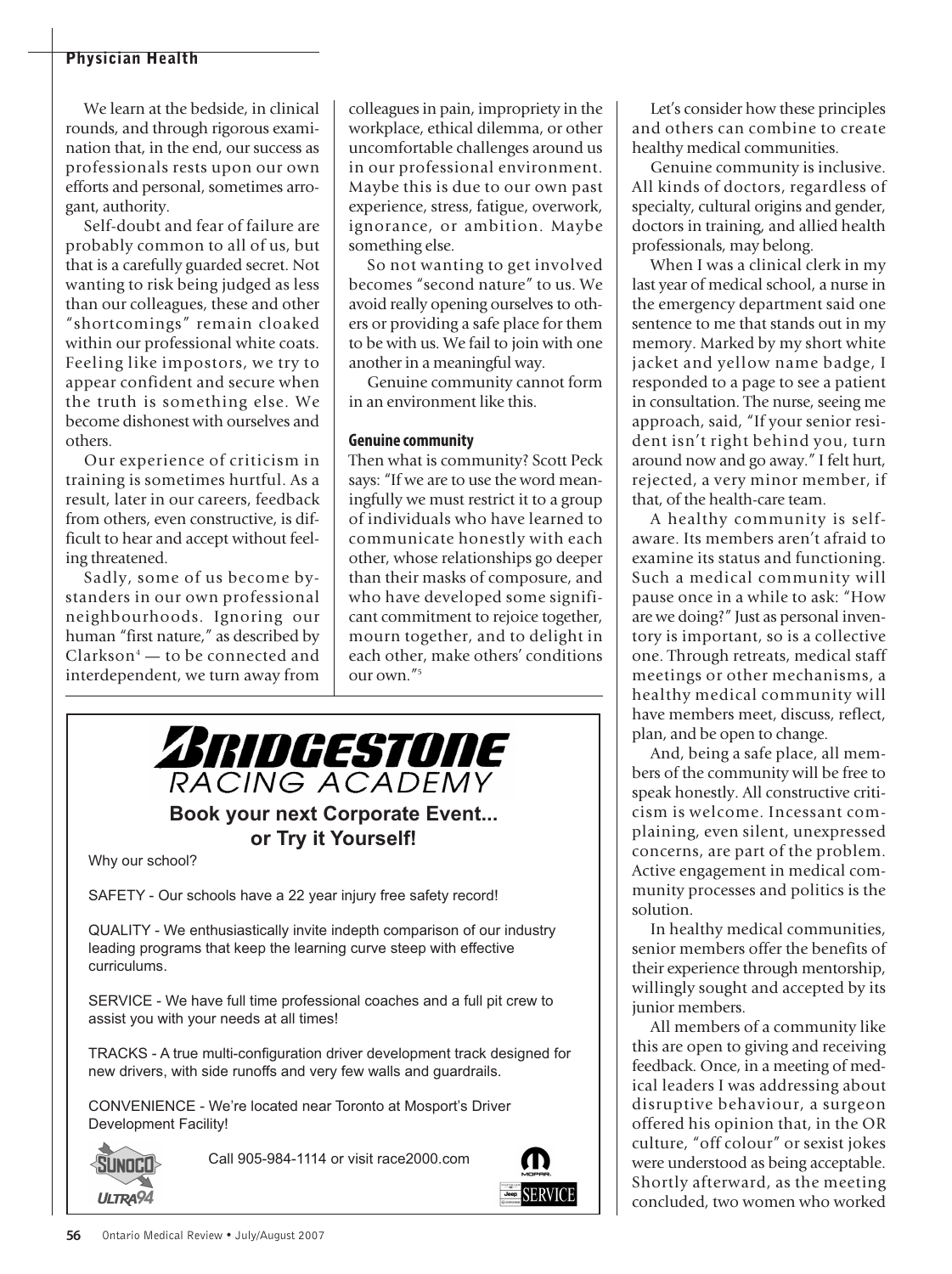We learn at the bedside, in clinical rounds, and through rigorous examination that, in the end, our success as professionals rests upon our own efforts and personal, sometimes arrogant, authority.

Self-doubt and fear of failure are probably common to all of us, but that is a carefully guarded secret. Not wanting to risk being judged as less than our colleagues, these and other "shortcomings" remain cloaked within our professional white coats. Feeling like impostors, we try to appear confident and secure when the truth is something else. We become dishonest with ourselves and others.

Our experience of criticism in training is sometimes hurtful. As a result, later in our careers, feedback from others, even constructive, is difficult to hear and accept without feeling threatened.

Sadly, some of us become bystanders in our own professional neighbourhoods. Ignoring our human "first nature," as described by Clarkson[4] — to be connected and interdependent, we turn away from colleagues in pain, impropriety in the workplace, ethical dilemma, or other uncomfortable challenges around us in our professional environment. Maybe this is due to our own past experience, stress, fatigue, overwork, ignorance, or ambition. Maybe something else.

So not wanting to get involved becomes "second nature" to us. We avoid really opening ourselves to others or providing a safe place for them to be with us. We fail to join with one another in a meaningful way.

Genuine community cannot form in an environment like this.

### Genuine community

Then what is community? Scott Peck says: "If we are to use the word meaningfully we must restrict it to a group of individuals who have learned to communicate honestly with each other, whose relationships go deeper than their masks of composure, and who have developed some significant commitment to rejoice together, mourn together, and to delight in each other, make others' conditions our own."[5]

Let's consider how these principles and others can combine to create healthy medical communities.

Genuine community is inclusive. All kinds of doctors, regardless of specialty, cultural origins and gender, doctors in training, and allied health professionals, may belong.

When I was a clinical clerk in my last year of medical school, a nurse in the emergency department said one sentence to me that stands out in my memory. Marked by my short white jacket and yellow name badge, I responded to a page to see a patient in consultation. The nurse, seeing me approach, said, "If your senior resident isn't right behind you, turn around now and go away." I felt hurt, rejected, a very minor member, if that, of the health-care team.

A healthy community is self-aware. Its members aren't afraid to examine its status and functioning. Such a medical community will pause once in a while to ask: "How are we doing?" Just as personal inventory is important, so is a collective one. Through retreats, medical staff meetings or other mechanisms, a healthy medical community will have members meet, discuss, reflect, plan, and be open to change.

And, being a safe place, all members of the community will be free to speak honestly. All constructive criticism is welcome. Incessant complaining, even silent, unexpressed concerns, are part of the problem. Active engagement in medical community processes and politics is the solution.

In healthy medical communities, senior members offer the benefits of their experience through mentorship, willingly sought and accepted by its junior members.

All members of a community like this are open to giving and receiving feedback. Once, in a meeting of medical leaders I was addressing about disruptive behaviour, a surgeon offered his opinion that, in the OR culture, "off colour" or sexist jokes were understood as being acceptable. Shortly afterward, as the meeting concluded, two women who worked

---

**BRIDGESTONE RACING ACADEMY**

**Book your next Corporate Event... or Try it Yourself!**

Why our school?

SAFETY - Our schools have a 22 year injury free safety record!

QUALITY - We enthusiastically invite indepth comparison of our industry leading programs that keep the learning curve steep with effective curriculums.

SERVICE - We have full time professional coaches and a full pit crew to assist you with your needs at all times!

TRACKS - A true multi-configuration driver development track designed for new drivers, with side runoffs and very few walls and guardrails.

CONVENIENCE - We're located near Toronto at Mosport's Driver Development Facility!

Call 905-984-1114 or visit race2000.com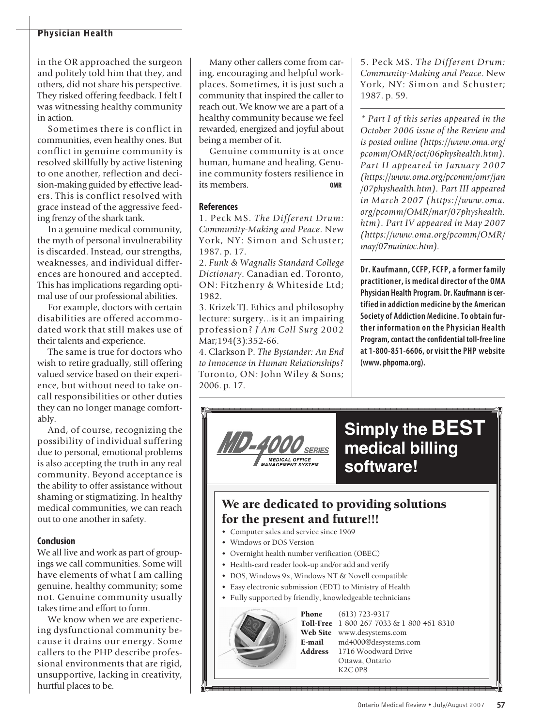in the OR approached the surgeon and politely told him that they, and others, did not share his perspective. They risked offering feedback. I felt I was witnessing healthy community in action.

Sometimes there is conflict in communities, even healthy ones. But conflict in genuine community is resolved skillfully by active listening to one another, reflection and decision-making guided by effective leaders. This is conflict resolved with grace instead of the aggressive feeding frenzy of the shark tank.

In a genuine medical community, the myth of personal invulnerability is discarded. Instead, our strengths, weaknesses, and individual differences are honoured and accepted. This has implications regarding optimal use of our professional abilities.

For example, doctors with certain disabilities are offered accommodated work that still makes use of their talents and experience.

The same is true for doctors who wish to retire gradually, still offering valued service based on their experience, but without need to take on-call responsibilities or other duties they can no longer manage comfortably.

And, of course, recognizing the possibility of individual suffering due to personal, emotional problems is also accepting the truth in any real community. Beyond acceptance is the ability to offer assistance without shaming or stigmatizing. In healthy medical communities, we can reach out to one another in safety.

### Conclusion

We all live and work as part of groupings we call communities. Some will have elements of what I am calling genuine, healthy community; some not. Genuine community usually takes time and effort to form.

We know when we are experiencing dysfunctional community because it drains our energy. Some callers to the PHP describe professional environments that are rigid, unsupportive, lacking in creativity, hurtful places to be.

Many other callers come from caring, encouraging and helpful workplaces. Sometimes, it is just such a community that inspired the caller to reach out. We know we are a part of a healthy community because we feel rewarded, energized and joyful about being a member of it.

Genuine community is at once human, humane and healing. Genuine community fosters resilience in its members. OMR

### References

1. Peck MS. *The Different Drum: Community-Making and Peace*. New York, NY: Simon and Schuster; 1987. p. 17.
2. *Funk & Wagnalls Standard College Dictionary*. Canadian ed. Toronto, ON: Fitzhenry & Whiteside Ltd; 1982.
3. Krizek TJ. Ethics and philosophy lecture: surgery...is it an impairing profession? *J Am Coll Surg* 2002 Mar;194(3):352-66.
4. Clarkson P. *The Bystander: An End to Innocence in Human Relationships?* Toronto, ON: John Wiley & Sons; 2006. p. 17.
5. Peck MS. *The Different Drum: Community-Making and Peace*. New York, NY: Simon and Schuster; 1987. p. 59.

*\* Part I of this series appeared in the October 2006 issue of the Review and is posted online (https://www.oma.org/pcomm/OMR/oct/06physhealth.htm). Part II appeared in January 2007 (https://www.oma.org/pcomm/omr/jan/07physhealth.htm). Part III appeared in March 2007 (https://www.oma.org/pcomm/OMR/mar/07physhealth.htm). Part IV appeared in May 2007 (https://www.oma.org/pcomm/OMR/may/07maintoc.htm).*

**Dr. Kaufmann, CCFP, FCFP, a former family practitioner, is medical director of the OMA Physician Health Program. Dr. Kaufmann is certified in addiction medicine by the American Society of Addiction Medicine. To obtain further information on the Physician Health Program, contact the confidential toll-free line at 1-800-851-6606, or visit the PHP website (www. phpoma.org).**

MD-4000 SERIES
MEDICAL OFFICE MANAGEMENT SYSTEM

**Simply the BEST medical billing software!**

**We are dedicated to providing solutions for the present and future!!!**

- Computer sales and service since 1969
- Windows or DOS Version
- Overnight health number verification (OBEC)
- Health-card reader look-up and/or add and verify
- DOS, Windows 9x, Windows NT & Novell compatible
- Easy electronic submission (EDT) to Ministry of Health
- Fully supported by friendly, knowledgeable technicians

**Phone** (613) 723-9317
**Toll-Free** 1-800-267-7033 & 1-800-461-8310
**Web Site** www.desystems.com
**E-mail** md4000@desystems.com
**Address** 1716 Woodward Drive
Ottawa, Ontario
K2C 0P8